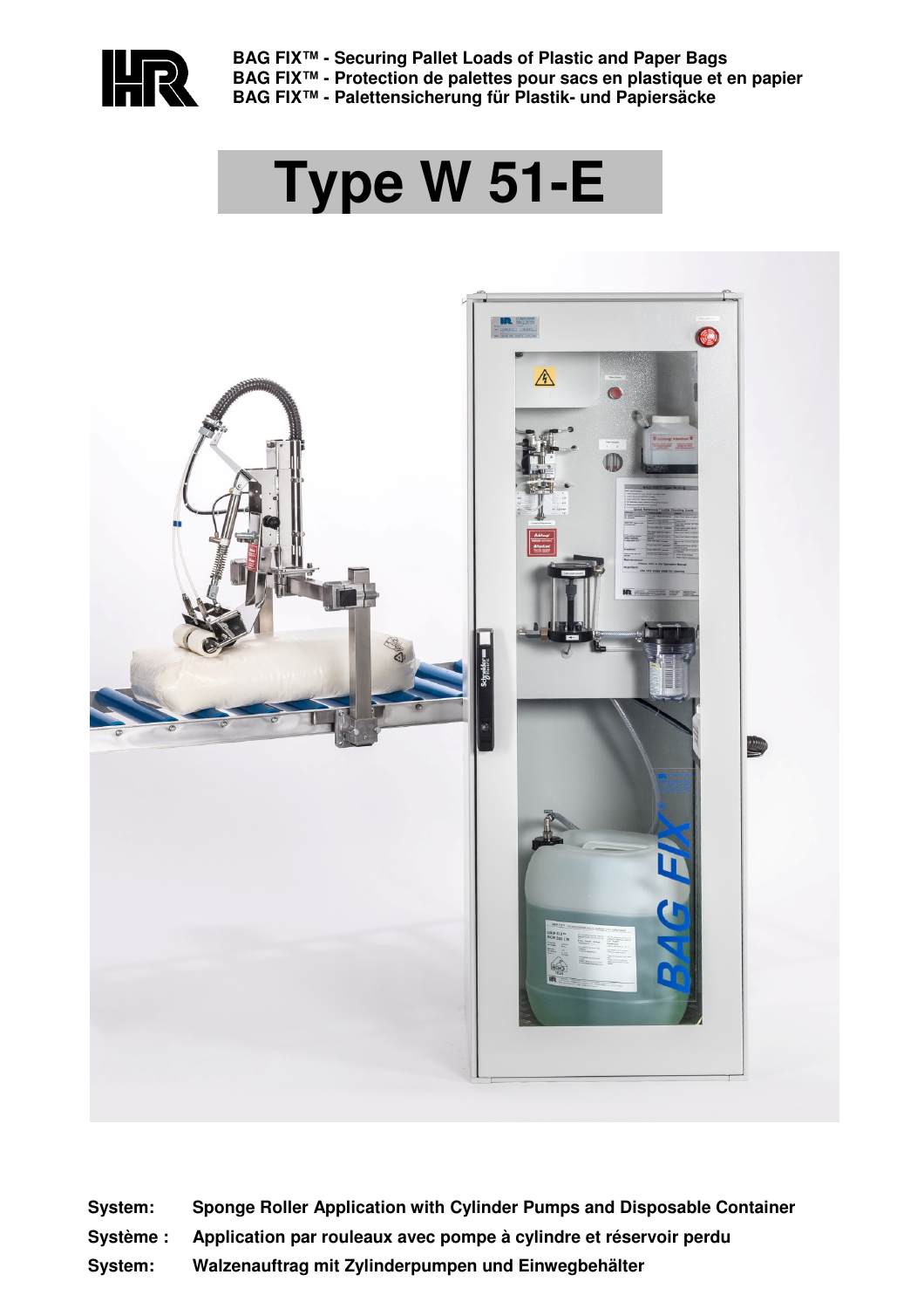**BAG FIX™ - Securing Pallet Loads of Plastic and Paper Bags**
**BAG FIX™ - Protection de palettes pour sacs en plastique et en papier**
**BAG FIX™ - Palettensicherung für Plastik- und Papiersäcke**

# Type W 51-E

**System:** **Sponge Roller Application with Cylinder Pumps and Disposable Container**

**Système :** **Application par rouleaux avec pompe à cylindre et réservoir perdu**

**System:** **Walzenauftrag mit Zylinderpumpen und Einwegbehälter**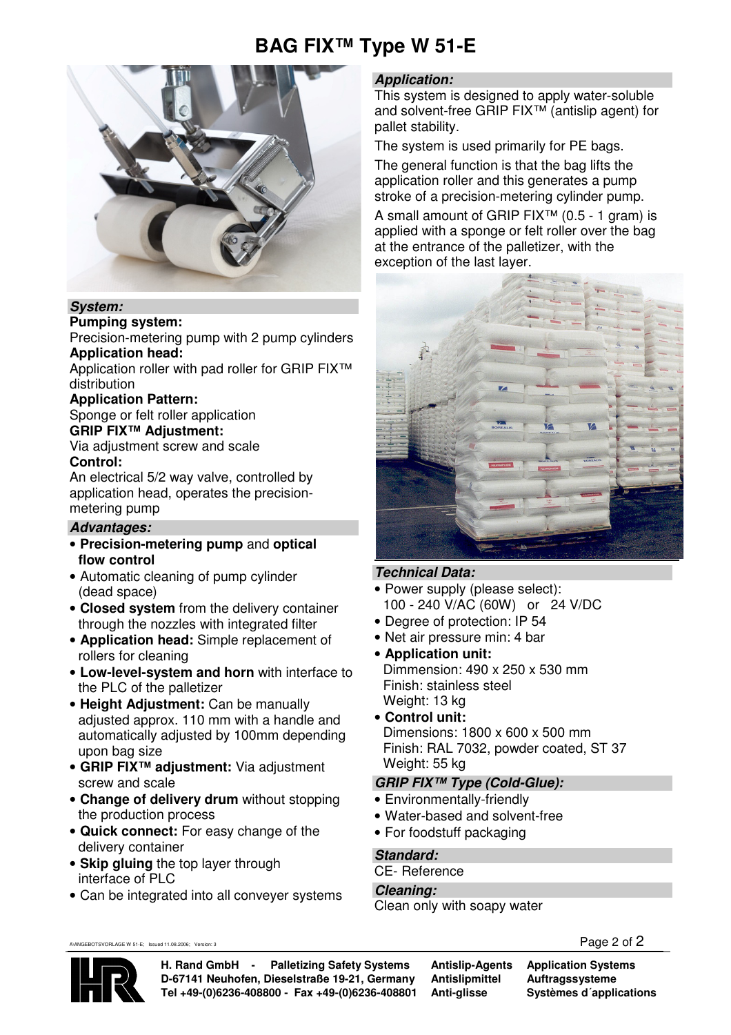# BAG FIX™ Type W 51-E

## Application:

This system is designed to apply water-soluble and solvent-free GRIP FIX™ (antislip agent) for pallet stability.

The system is used primarily for PE bags.

The general function is that the bag lifts the application roller and this generates a pump stroke of a precision-metering cylinder pump.

A small amount of GRIP FIX™ (0.5 - 1 gram) is applied with a sponge or felt roller over the bag at the entrance of the palletizer, with the exception of the last layer.

## System:

**Pumping system:**
Precision-metering pump with 2 pump cylinders

**Application head:**
Application roller with pad roller for GRIP FIX™ distribution

**Application Pattern:**
Sponge or felt roller application

**GRIP FIX™ Adjustment:**
Via adjustment screw and scale

**Control:**
An electrical 5/2 way valve, controlled by application head, operates the precision-metering pump

## Advantages:

- **Precision-metering pump** and **optical flow control**
- Automatic cleaning of pump cylinder (dead space)
- **Closed system** from the delivery container through the nozzles with integrated filter
- **Application head:** Simple replacement of rollers for cleaning
- **Low-level-system and horn** with interface to the PLC of the palletizer
- **Height Adjustment:** Can be manually adjusted approx. 110 mm with a handle and automatically adjusted by 100mm depending upon bag size
- **GRIP FIX™ adjustment:** Via adjustment screw and scale
- **Change of delivery drum** without stopping the production process
- **Quick connect:** For easy change of the delivery container
- **Skip gluing** the top layer through interface of PLC
- Can be integrated into all conveyer systems

## Technical Data:

- Power supply (please select):
  100 - 240 V/AC (60W) or 24 V/DC
- Degree of protection: IP 54
- Net air pressure min: 4 bar
- **Application unit:**
  Dimmension: 490 x 250 x 530 mm
  Finish: stainless steel
  Weight: 13 kg
- **Control unit:**
  Dimensions: 1800 x 600 x 500 mm
  Finish: RAL 7032, powder coated, ST 37
  Weight: 55 kg

## GRIP FIX™ Type (Cold-Glue):

- Environmentally-friendly
- Water-based and solvent-free
- For foodstuff packaging

## Standard:

CE- Reference

## Cleaning:

Clean only with soapy water

A:\ANGEBOTSVORLAGE W 51-E; Issued 11.08.2006; Version: 3

**H. Rand GmbH - Palletizing Safety Systems**
**D-67141 Neuhofen, Dieselstraße 19-21, Germany**
**Tel +49-(0)6236-408800 - Fax +49-(0)6236-408801**

**Antislip-Agents / Antislipmittel / Anti-glisse**

**Application Systems / Auftragssysteme / Systèmes d´applications**